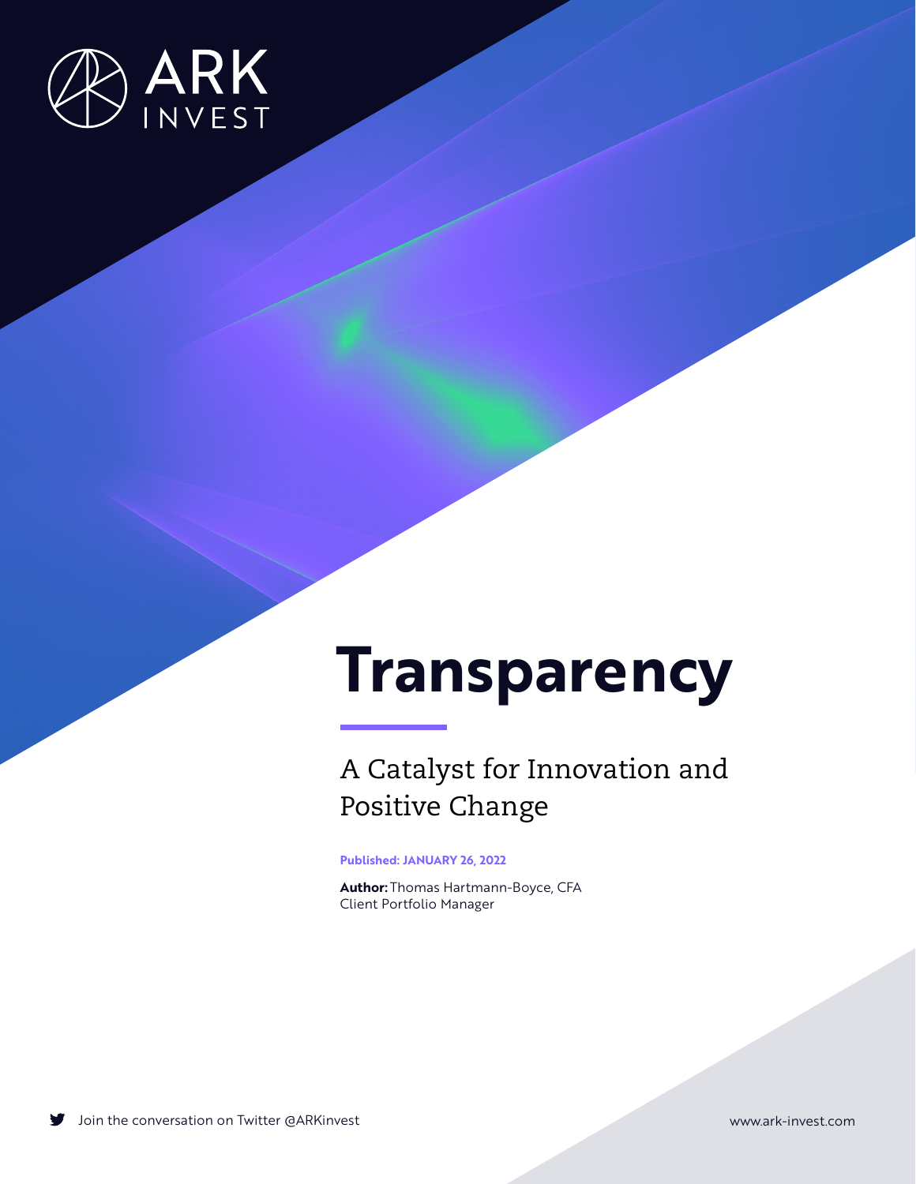ARK INVEST

# Transparency

## A Catalyst for Innovation and Positive Change

**Published: JANUARY 26, 2022**

**Author:** Thomas Hartmann-Boyce, CFA
Client Portfolio Manager

Join the conversation on Twitter @ARKinvest

www.ark-invest.com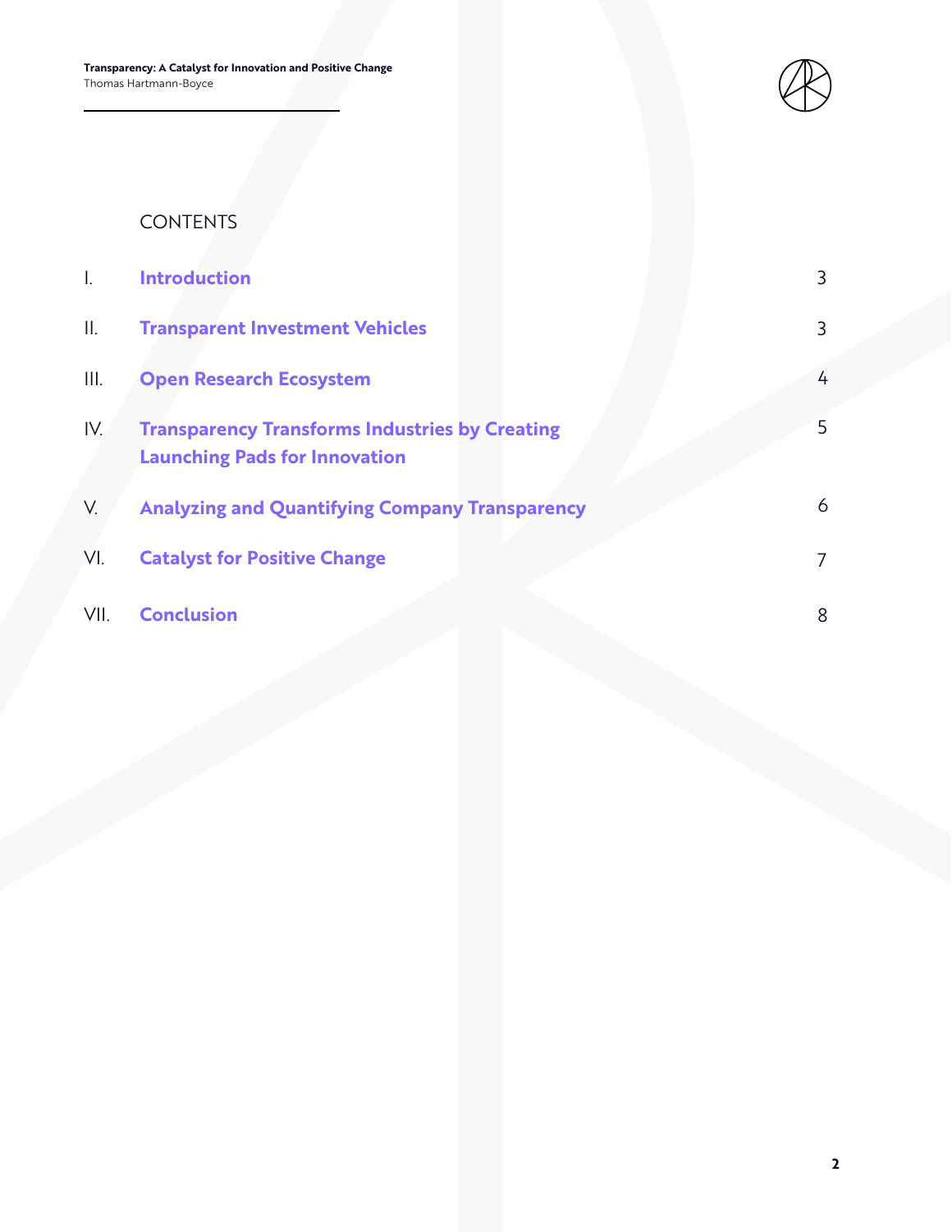# CONTENTS

| | | |
|---|---|---|
| I. | **Introduction** | 3 |
| II. | **Transparent Investment Vehicles** | 3 |
| III. | **Open Research Ecosystem** | 4 |
| IV. | **Transparency Transforms Industries by Creating Launching Pads for Innovation** | 5 |
| V. | **Analyzing and Quantifying Company Transparency** | 6 |
| VI. | **Catalyst for Positive Change** | 7 |
| VII. | **Conclusion** | 8 |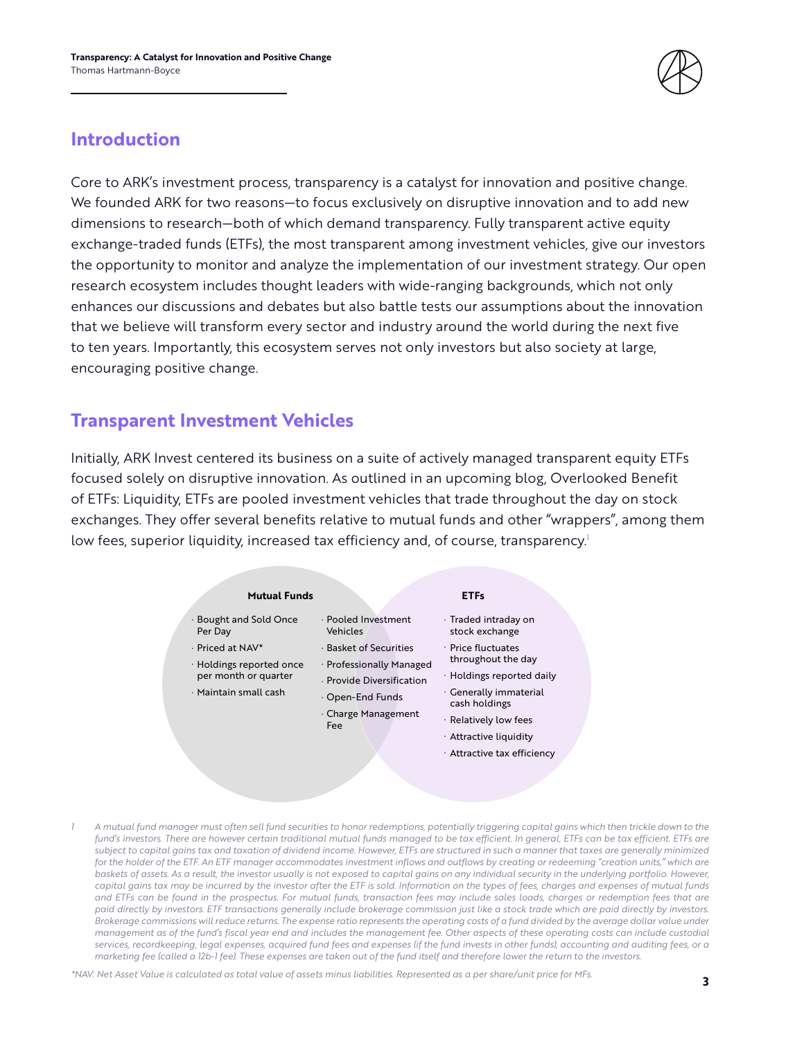## Introduction

Core to ARK's investment process, transparency is a catalyst for innovation and positive change. We founded ARK for two reasons—to focus exclusively on disruptive innovation and to add new dimensions to research—both of which demand transparency. Fully transparent active equity exchange-traded funds (ETFs), the most transparent among investment vehicles, give our investors the opportunity to monitor and analyze the implementation of our investment strategy. Our open research ecosystem includes thought leaders with wide-ranging backgrounds, which not only enhances our discussions and debates but also battle tests our assumptions about the innovation that we believe will transform every sector and industry around the world during the next five to ten years. Importantly, this ecosystem serves not only investors but also society at large, encouraging positive change.

## Transparent Investment Vehicles

Initially, ARK Invest centered its business on a suite of actively managed transparent equity ETFs focused solely on disruptive innovation. As outlined in an upcoming blog, Overlooked Benefit of ETFs: Liquidity, ETFs are pooled investment vehicles that trade throughout the day on stock exchanges. They offer several benefits relative to mutual funds and other "wrappers", among them low fees, superior liquidity, increased tax efficiency and, of course, transparency.[1]

**Mutual Funds**

- Bought and Sold Once Per Day
- Priced at NAV*
- Holdings reported once per month or quarter
- Maintain small cash

**Both (Mutual Funds and ETFs)**

- Pooled Investment Vehicles
- Basket of Securities
- Professionally Managed
- Provide Diversification
- Open-End Funds
- Charge Management Fee

**ETFs**

- Traded intraday on stock exchange
- Price fluctuates throughout the day
- Holdings reported daily
- Generally immaterial cash holdings
- Relatively low fees
- Attractive liquidity
- Attractive tax efficiency

*1 A mutual fund manager must often sell fund securities to honor redemptions, potentially triggering capital gains which then trickle down to the fund's investors. There are however certain traditional mutual funds managed to be tax efficient. In general, ETFs can be tax efficient. ETFs are subject to capital gains tax and taxation of dividend income. However, ETFs are structured in such a manner that taxes are generally minimized for the holder of the ETF. An ETF manager accommodates investment inflows and outflows by creating or redeeming "creation units," which are baskets of assets. As a result, the investor usually is not exposed to capital gains on any individual security in the underlying portfolio. However, capital gains tax may be incurred by the investor after the ETF is sold. Information on the types of fees, charges and expenses of mutual funds and ETFs can be found in the prospectus. For mutual funds, transaction fees may include sales loads, charges or redemption fees that are paid directly by investors. ETF transactions generally include brokerage commission just like a stock trade which are paid directly by investors. Brokerage commissions will reduce returns. The expense ratio represents the operating costs of a fund divided by the average dollar value under management as of the fund's fiscal year end and includes the management fee. Other aspects of these operating costs can include custodial services, recordkeeping, legal expenses, acquired fund fees and expenses (if the fund invests in other funds), accounting and auditing fees, or a marketing fee (called a 12b-1 fee). These expenses are taken out of the fund itself and therefore lower the return to the investors.*

*\*NAV: Net Asset Value is calculated as total value of assets minus liabilities. Represented as a per share/unit price for MFs.*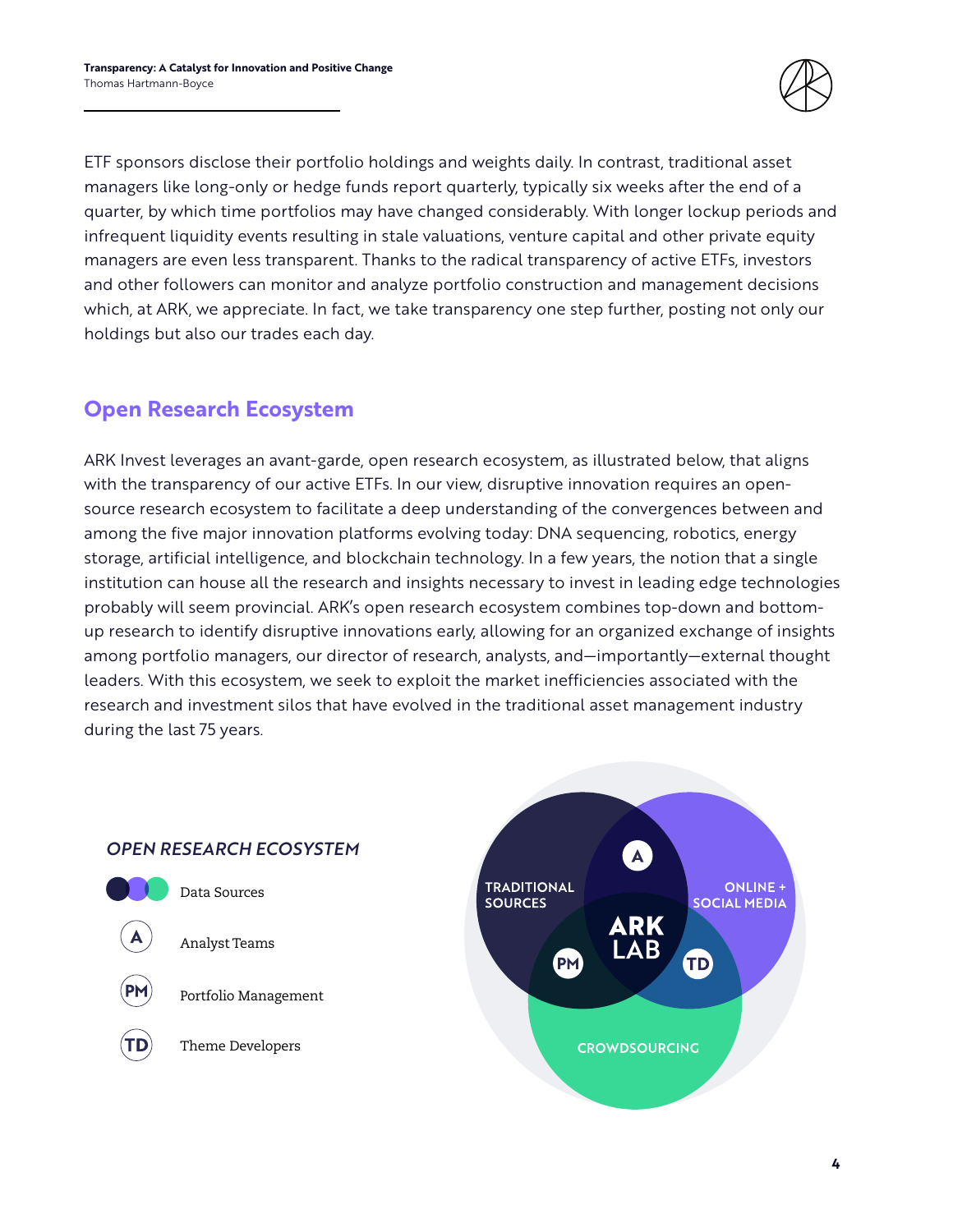ETF sponsors disclose their portfolio holdings and weights daily. In contrast, traditional asset managers like long-only or hedge funds report quarterly, typically six weeks after the end of a quarter, by which time portfolios may have changed considerably. With longer lockup periods and infrequent liquidity events resulting in stale valuations, venture capital and other private equity managers are even less transparent. Thanks to the radical transparency of active ETFs, investors and other followers can monitor and analyze portfolio construction and management decisions which, at ARK, we appreciate. In fact, we take transparency one step further, posting not only our holdings but also our trades each day.

## Open Research Ecosystem

ARK Invest leverages an avant-garde, open research ecosystem, as illustrated below, that aligns with the transparency of our active ETFs. In our view, disruptive innovation requires an open-source research ecosystem to facilitate a deep understanding of the convergences between and among the five major innovation platforms evolving today: DNA sequencing, robotics, energy storage, artificial intelligence, and blockchain technology. In a few years, the notion that a single institution can house all the research and insights necessary to invest in leading edge technologies probably will seem provincial. ARK's open research ecosystem combines top-down and bottom-up research to identify disruptive innovations early, allowing for an organized exchange of insights among portfolio managers, our director of research, analysts, and—importantly—external thought leaders. With this ecosystem, we seek to exploit the market inefficiencies associated with the research and investment silos that have evolved in the traditional asset management industry during the last 75 years.

*OPEN RESEARCH ECOSYSTEM*

- Data Sources
- A — Analyst Teams
- PM — Portfolio Management
- TD — Theme Developers

TRADITIONAL SOURCES | ONLINE + SOCIAL MEDIA | CROWDSOURCING | ARK LAB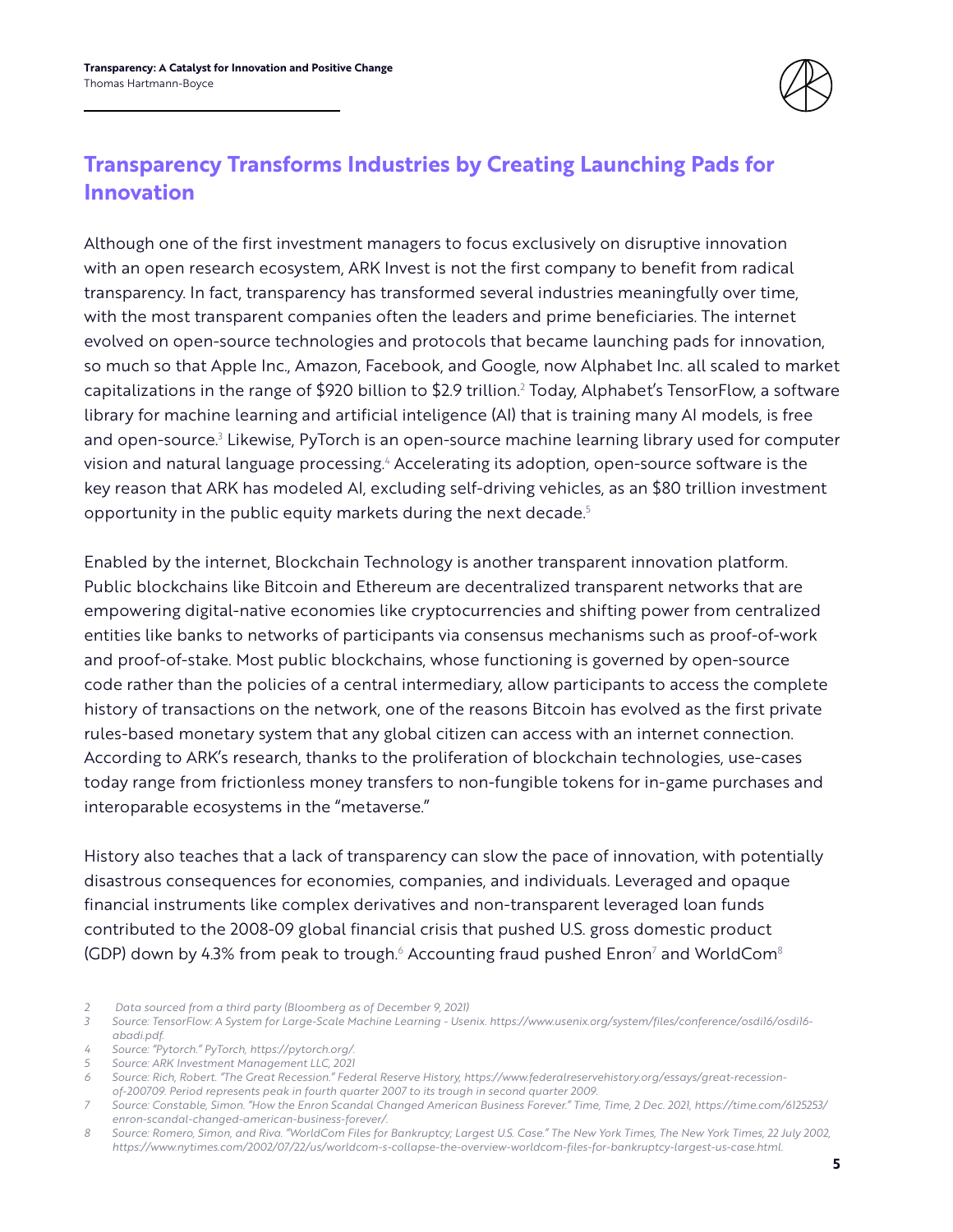## Transparency Transforms Industries by Creating Launching Pads for Innovation

Although one of the first investment managers to focus exclusively on disruptive innovation with an open research ecosystem, ARK Invest is not the first company to benefit from radical transparency. In fact, transparency has transformed several industries meaningfully over time, with the most transparent companies often the leaders and prime beneficiaries. The internet evolved on open-source technologies and protocols that became launching pads for innovation, so much so that Apple Inc., Amazon, Facebook, and Google, now Alphabet Inc. all scaled to market capitalizations in the range of $920 billion to $2.9 trillion.[2] Today, Alphabet's TensorFlow, a software library for machine learning and artificial inteligence (AI) that is training many AI models, is free and open-source.[3] Likewise, PyTorch is an open-source machine learning library used for computer vision and natural language processing.[4] Accelerating its adoption, open-source software is the key reason that ARK has modeled AI, excluding self-driving vehicles, as an $80 trillion investment opportunity in the public equity markets during the next decade.[5]

Enabled by the internet, Blockchain Technology is another transparent innovation platform. Public blockchains like Bitcoin and Ethereum are decentralized transparent networks that are empowering digital-native economies like cryptocurrencies and shifting power from centralized entities like banks to networks of participants via consensus mechanisms such as proof-of-work and proof-of-stake. Most public blockchains, whose functioning is governed by open-source code rather than the policies of a central intermediary, allow participants to access the complete history of transactions on the network, one of the reasons Bitcoin has evolved as the first private rules-based monetary system that any global citizen can access with an internet connection. According to ARK's research, thanks to the proliferation of blockchain technologies, use-cases today range from frictionless money transfers to non-fungible tokens for in-game purchases and interoparable ecosystems in the "metaverse."

History also teaches that a lack of transparency can slow the pace of innovation, with potentially disastrous consequences for economies, companies, and individuals. Leveraged and opaque financial instruments like complex derivatives and non-transparent leveraged loan funds contributed to the 2008-09 global financial crisis that pushed U.S. gross domestic product (GDP) down by 4.3% from peak to trough.[6] Accounting fraud pushed Enron[7] and WorldCom[8]

---

2 Data sourced from a third party (Bloomberg as of December 9, 2021)

3 Source: TensorFlow: A System for Large-Scale Machine Learning - Usenix. https://www.usenix.org/system/files/conference/osdi16/osdi16-abadi.pdf.

4 Source: "Pytorch." PyTorch, https://pytorch.org/.

5 Source: ARK Investment Management LLC, 2021

6 Source: Rich, Robert. "The Great Recession." Federal Reserve History, https://www.federalreservehistory.org/essays/great-recession-of-200709. Period represents peak in fourth quarter 2007 to its trough in second quarter 2009.

7 Source: Constable, Simon. "How the Enron Scandal Changed American Business Forever." Time, Time, 2 Dec. 2021, https://time.com/6125253/enron-scandal-changed-american-business-forever/.

8 Source: Romero, Simon, and Riva. "WorldCom Files for Bankruptcy; Largest U.S. Case." The New York Times, The New York Times, 22 July 2002, https://www.nytimes.com/2002/07/22/us/worldcom-s-collapse-the-overview-worldcom-files-for-bankruptcy-largest-us-case.html.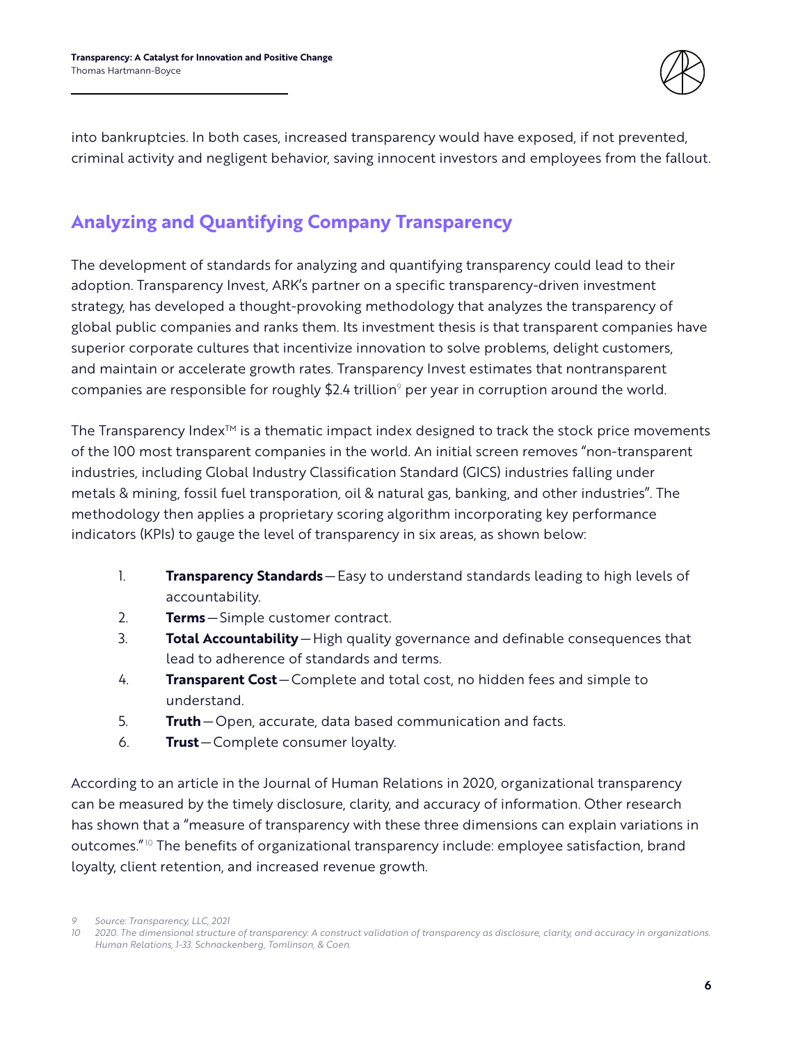into bankruptcies. In both cases, increased transparency would have exposed, if not prevented, criminal activity and negligent behavior, saving innocent investors and employees from the fallout.

## Analyzing and Quantifying Company Transparency

The development of standards for analyzing and quantifying transparency could lead to their adoption. Transparency Invest, ARK's partner on a specific transparency-driven investment strategy, has developed a thought-provoking methodology that analyzes the transparency of global public companies and ranks them. Its investment thesis is that transparent companies have superior corporate cultures that incentivize innovation to solve problems, delight customers, and maintain or accelerate growth rates. Transparency Invest estimates that nontransparent companies are responsible for roughly $2.4 trillion[9] per year in corruption around the world.

The Transparency Index™ is a thematic impact index designed to track the stock price movements of the 100 most transparent companies in the world. An initial screen removes "non-transparent industries, including Global Industry Classification Standard (GICS) industries falling under metals & mining, fossil fuel transporation, oil & natural gas, banking, and other industries". The methodology then applies a proprietary scoring algorithm incorporating key performance indicators (KPIs) to gauge the level of transparency in six areas, as shown below:

1. **Transparency Standards** — Easy to understand standards leading to high levels of accountability.
2. **Terms** — Simple customer contract.
3. **Total Accountability** — High quality governance and definable consequences that lead to adherence of standards and terms.
4. **Transparent Cost** — Complete and total cost, no hidden fees and simple to understand.
5. **Truth** — Open, accurate, data based communication and facts.
6. **Trust** — Complete consumer loyalty.

According to an article in the Journal of Human Relations in 2020, organizational transparency can be measured by the timely disclosure, clarity, and accuracy of information. Other research has shown that a "measure of transparency with these three dimensions can explain variations in outcomes."[10] The benefits of organizational transparency include: employee satisfaction, brand loyalty, client retention, and increased revenue growth.

*9 Source: Transparency, LLC, 2021*

*10 2020. The dimensional structure of transparency: A construct validation of transparency as disclosure, clarity, and accuracy in organizations. Human Relations, 1-33. Schnackenberg, Tomlinson, & Coen.*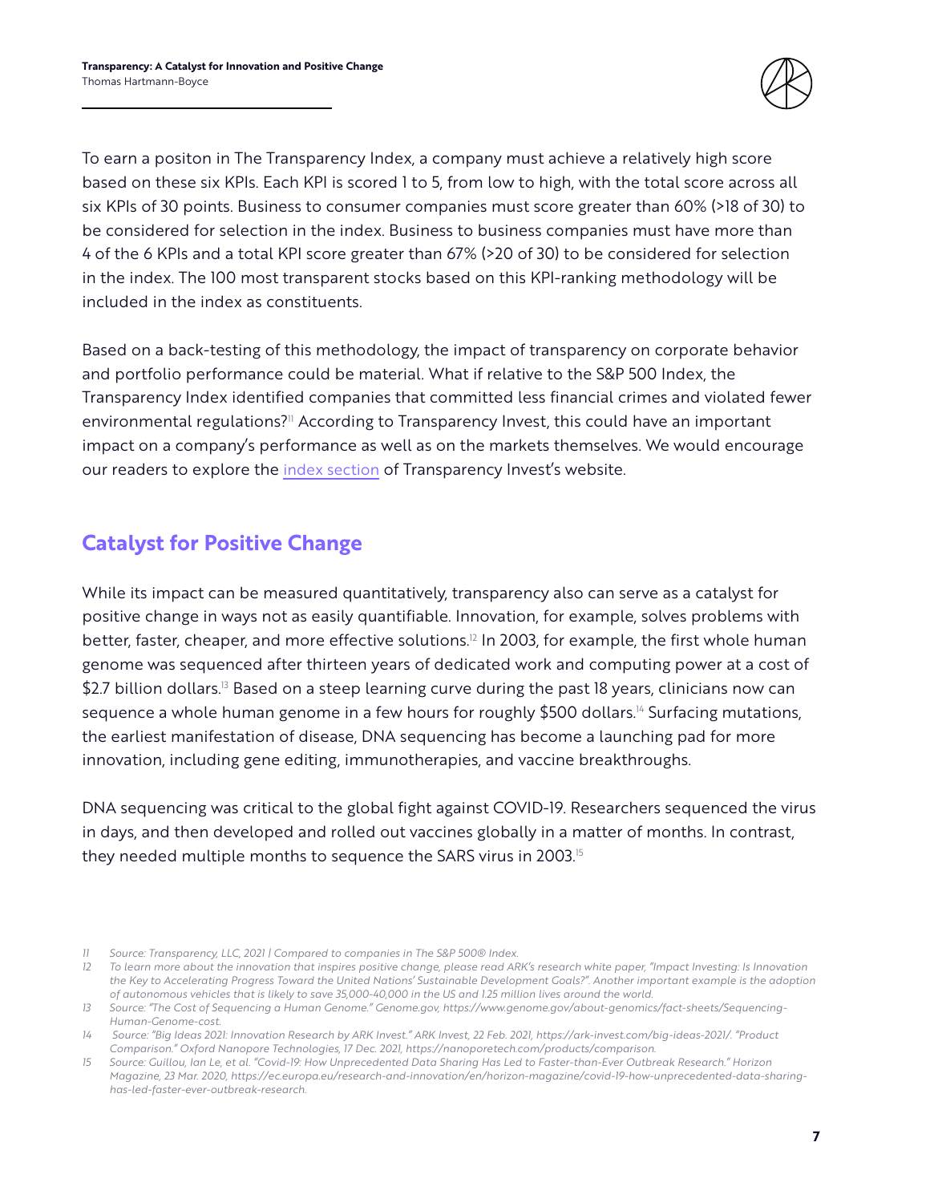To earn a positon in The Transparency Index, a company must achieve a relatively high score based on these six KPIs. Each KPI is scored 1 to 5, from low to high, with the total score across all six KPIs of 30 points. Business to consumer companies must score greater than 60% (>18 of 30) to be considered for selection in the index. Business to business companies must have more than 4 of the 6 KPIs and a total KPI score greater than 67% (>20 of 30) to be considered for selection in the index. The 100 most transparent stocks based on this KPI-ranking methodology will be included in the index as constituents.

Based on a back-testing of this methodology, the impact of transparency on corporate behavior and portfolio performance could be material. What if relative to the S&P 500 Index, the Transparency Index identified companies that committed less financial crimes and violated fewer environmental regulations?[11] According to Transparency Invest, this could have an important impact on a company's performance as well as on the markets themselves. We would encourage our readers to explore the index section of Transparency Invest's website.

## Catalyst for Positive Change

While its impact can be measured quantitatively, transparency also can serve as a catalyst for positive change in ways not as easily quantifiable. Innovation, for example, solves problems with better, faster, cheaper, and more effective solutions.[12] In 2003, for example, the first whole human genome was sequenced after thirteen years of dedicated work and computing power at a cost of $2.7 billion dollars.[13] Based on a steep learning curve during the past 18 years, clinicians now can sequence a whole human genome in a few hours for roughly $500 dollars.[14] Surfacing mutations, the earliest manifestation of disease, DNA sequencing has become a launching pad for more innovation, including gene editing, immunotherapies, and vaccine breakthroughs.

DNA sequencing was critical to the global fight against COVID-19. Researchers sequenced the virus in days, and then developed and rolled out vaccines globally in a matter of months. In contrast, they needed multiple months to sequence the SARS virus in 2003.[15]

---

*11 Source: Transparency, LLC, 2021 | Compared to companies in The S&P 500® Index.*

*12 To learn more about the innovation that inspires positive change, please read ARK's research white paper, "Impact Investing: Is Innovation the Key to Accelerating Progress Toward the United Nations' Sustainable Development Goals?". Another important example is the adoption of autonomous vehicles that is likely to save 35,000-40,000 in the US and 1.25 million lives around the world.*

*13 Source: "The Cost of Sequencing a Human Genome." Genome.gov, https://www.genome.gov/about-genomics/fact-sheets/Sequencing-Human-Genome-cost.*

*14 Source: "Big Ideas 2021: Innovation Research by ARK Invest." ARK Invest, 22 Feb. 2021, https://ark-invest.com/big-ideas-2021/. "Product Comparison." Oxford Nanopore Technologies, 17 Dec. 2021, https://nanoporetech.com/products/comparison.*

*15 Source: Guillou, Ian Le, et al. "Covid-19: How Unprecedented Data Sharing Has Led to Faster-than-Ever Outbreak Research." Horizon Magazine, 23 Mar. 2020, https://ec.europa.eu/research-and-innovation/en/horizon-magazine/covid-19-how-unprecedented-data-sharing-has-led-faster-ever-outbreak-research.*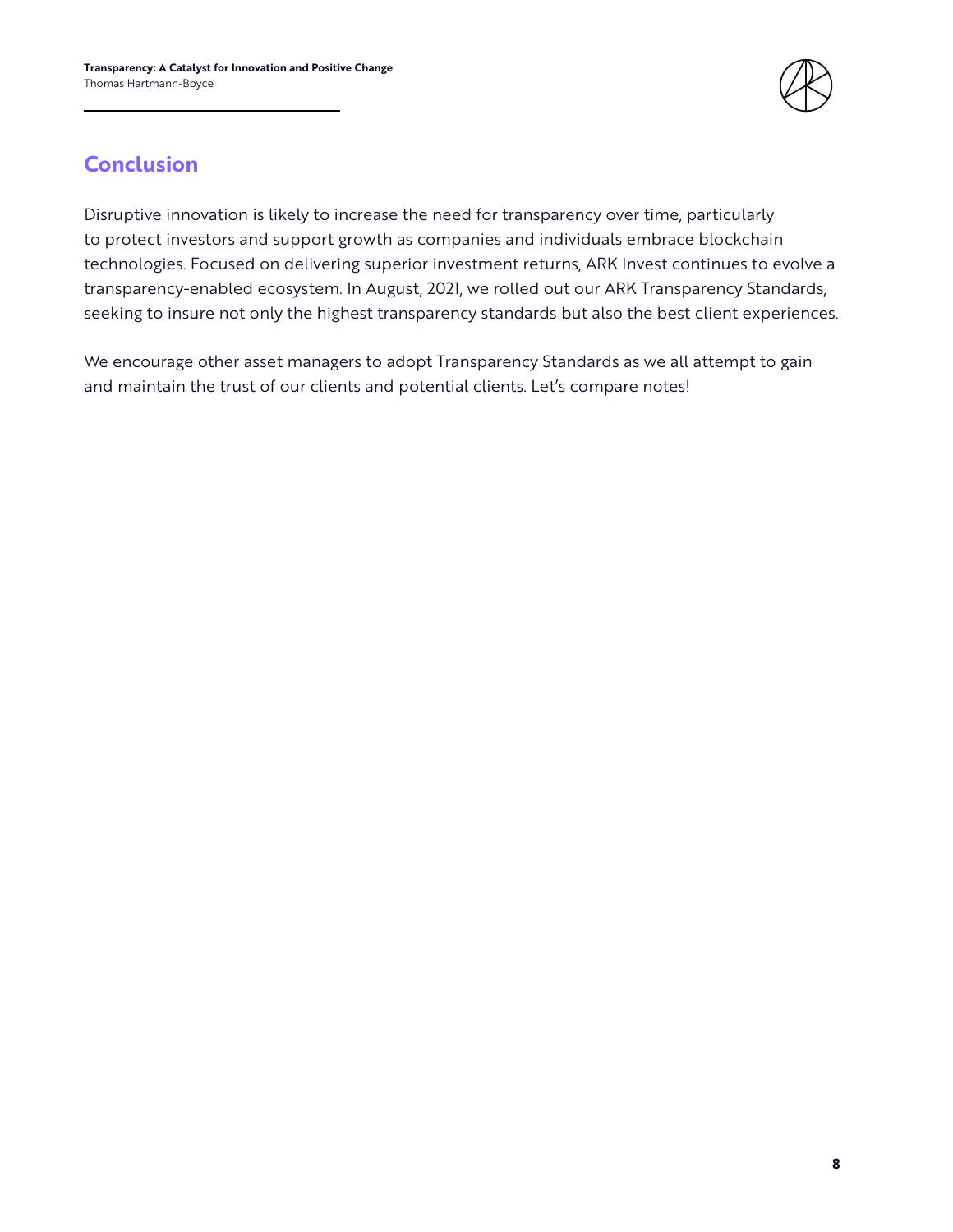## Conclusion

Disruptive innovation is likely to increase the need for transparency over time, particularly to protect investors and support growth as companies and individuals embrace blockchain technologies. Focused on delivering superior investment returns, ARK Invest continues to evolve a transparency-enabled ecosystem. In August, 2021, we rolled out our ARK Transparency Standards, seeking to insure not only the highest transparency standards but also the best client experiences.

We encourage other asset managers to adopt Transparency Standards as we all attempt to gain and maintain the trust of our clients and potential clients. Let's compare notes!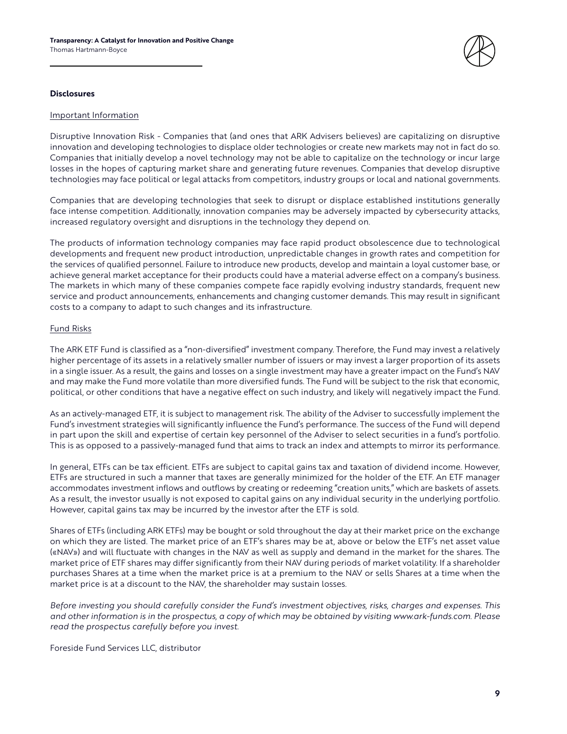## Disclosures

Important Information

Disruptive Innovation Risk - Companies that (and ones that ARK Advisers believes) are capitalizing on disruptive innovation and developing technologies to displace older technologies or create new markets may not in fact do so. Companies that initially develop a novel technology may not be able to capitalize on the technology or incur large losses in the hopes of capturing market share and generating future revenues. Companies that develop disruptive technologies may face political or legal attacks from competitors, industry groups or local and national governments.

Companies that are developing technologies that seek to disrupt or displace established institutions generally face intense competition. Additionally, innovation companies may be adversely impacted by cybersecurity attacks, increased regulatory oversight and disruptions in the technology they depend on.

The products of information technology companies may face rapid product obsolescence due to technological developments and frequent new product introduction, unpredictable changes in growth rates and competition for the services of qualified personnel. Failure to introduce new products, develop and maintain a loyal customer base, or achieve general market acceptance for their products could have a material adverse effect on a company's business. The markets in which many of these companies compete face rapidly evolving industry standards, frequent new service and product announcements, enhancements and changing customer demands. This may result in significant costs to a company to adapt to such changes and its infrastructure.

Fund Risks

The ARK ETF Fund is classified as a "non-diversified" investment company. Therefore, the Fund may invest a relatively higher percentage of its assets in a relatively smaller number of issuers or may invest a larger proportion of its assets in a single issuer. As a result, the gains and losses on a single investment may have a greater impact on the Fund's NAV and may make the Fund more volatile than more diversified funds. The Fund will be subject to the risk that economic, political, or other conditions that have a negative effect on such industry, and likely will negatively impact the Fund.

As an actively-managed ETF, it is subject to management risk. The ability of the Adviser to successfully implement the Fund's investment strategies will significantly influence the Fund's performance. The success of the Fund will depend in part upon the skill and expertise of certain key personnel of the Adviser to select securities in a fund's portfolio. This is as opposed to a passively-managed fund that aims to track an index and attempts to mirror its performance.

In general, ETFs can be tax efficient. ETFs are subject to capital gains tax and taxation of dividend income. However, ETFs are structured in such a manner that taxes are generally minimized for the holder of the ETF. An ETF manager accommodates investment inflows and outflows by creating or redeeming "creation units," which are baskets of assets. As a result, the investor usually is not exposed to capital gains on any individual security in the underlying portfolio. However, capital gains tax may be incurred by the investor after the ETF is sold.

Shares of ETFs (including ARK ETFs) may be bought or sold throughout the day at their market price on the exchange on which they are listed. The market price of an ETF's shares may be at, above or below the ETF's net asset value («NAV») and will fluctuate with changes in the NAV as well as supply and demand in the market for the shares. The market price of ETF shares may differ significantly from their NAV during periods of market volatility. If a shareholder purchases Shares at a time when the market price is at a premium to the NAV or sells Shares at a time when the market price is at a discount to the NAV, the shareholder may sustain losses.

*Before investing you should carefully consider the Fund's investment objectives, risks, charges and expenses. This and other information is in the prospectus, a copy of which may be obtained by visiting www.ark-funds.com. Please read the prospectus carefully before you invest.*

Foreside Fund Services LLC, distributor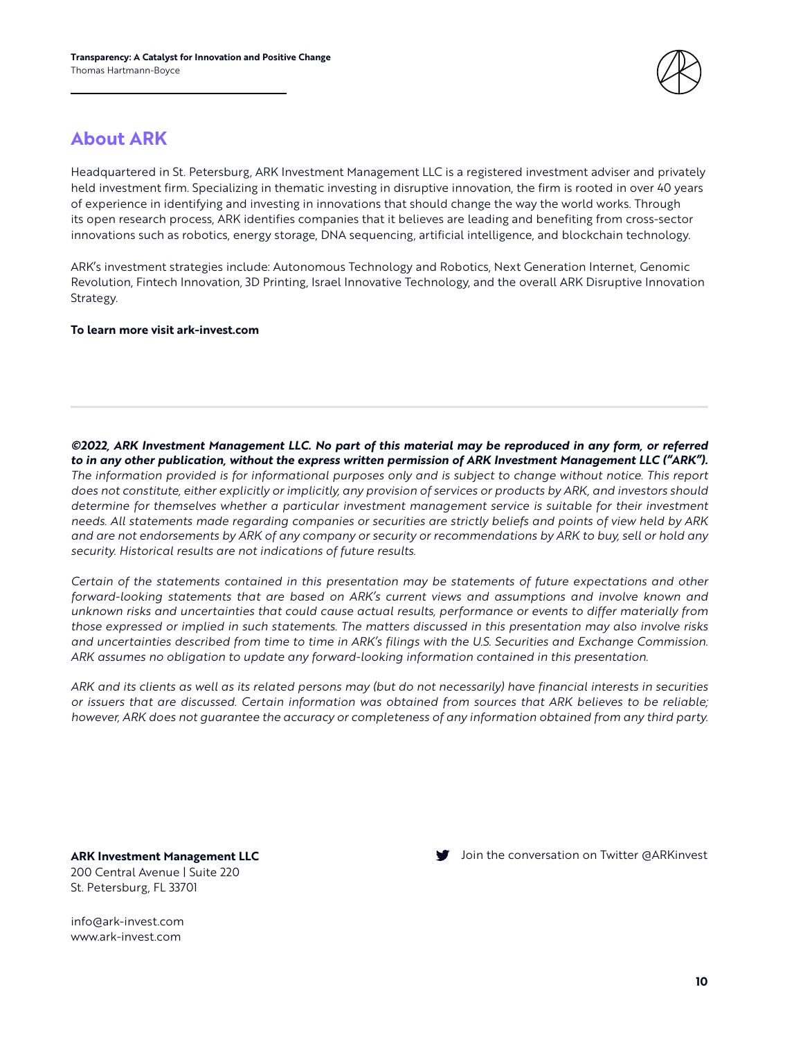## About ARK

Headquartered in St. Petersburg, ARK Investment Management LLC is a registered investment adviser and privately held investment firm. Specializing in thematic investing in disruptive innovation, the firm is rooted in over 40 years of experience in identifying and investing in innovations that should change the way the world works. Through its open research process, ARK identifies companies that it believes are leading and benefiting from cross-sector innovations such as robotics, energy storage, DNA sequencing, artificial intelligence, and blockchain technology.

ARK's investment strategies include: Autonomous Technology and Robotics, Next Generation Internet, Genomic Revolution, Fintech Innovation, 3D Printing, Israel Innovative Technology, and the overall ARK Disruptive Innovation Strategy.

**To learn more visit ark-invest.com**

***©2022, ARK Investment Management LLC. No part of this material may be reproduced in any form, or referred to in any other publication, without the express written permission of ARK Investment Management LLC ("ARK").*** *The information provided is for informational purposes only and is subject to change without notice. This report does not constitute, either explicitly or implicitly, any provision of services or products by ARK, and investors should determine for themselves whether a particular investment management service is suitable for their investment needs. All statements made regarding companies or securities are strictly beliefs and points of view held by ARK and are not endorsements by ARK of any company or security or recommendations by ARK to buy, sell or hold any security. Historical results are not indications of future results.*

*Certain of the statements contained in this presentation may be statements of future expectations and other forward-looking statements that are based on ARK's current views and assumptions and involve known and unknown risks and uncertainties that could cause actual results, performance or events to differ materially from those expressed or implied in such statements. The matters discussed in this presentation may also involve risks and uncertainties described from time to time in ARK's filings with the U.S. Securities and Exchange Commission. ARK assumes no obligation to update any forward-looking information contained in this presentation.*

*ARK and its clients as well as its related persons may (but do not necessarily) have financial interests in securities or issuers that are discussed. Certain information was obtained from sources that ARK believes to be reliable; however, ARK does not guarantee the accuracy or completeness of any information obtained from any third party.*

**ARK Investment Management LLC**
200 Central Avenue | Suite 220
St. Petersburg, FL 33701

info@ark-invest.com
www.ark-invest.com

Join the conversation on Twitter @ARKinvest